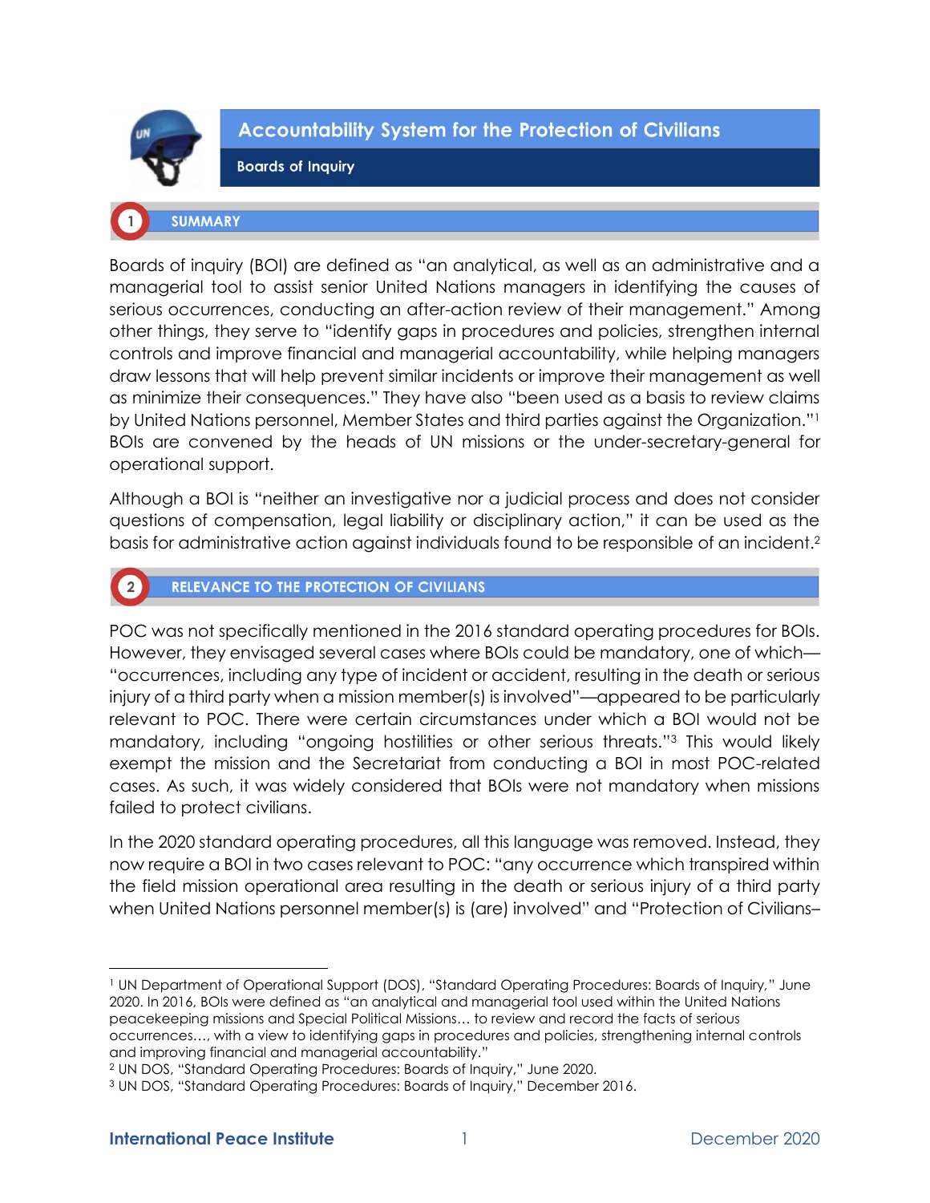# Accountability System for the Protection of Civilians

## Boards of Inquiry

## 1 SUMMARY

Boards of inquiry (BOI) are defined as "an analytical, as well as an administrative and a managerial tool to assist senior United Nations managers in identifying the causes of serious occurrences, conducting an after-action review of their management." Among other things, they serve to "identify gaps in procedures and policies, strengthen internal controls and improve financial and managerial accountability, while helping managers draw lessons that will help prevent similar incidents or improve their management as well as minimize their consequences." They have also "been used as a basis to review claims by United Nations personnel, Member States and third parties against the Organization."[1] BOIs are convened by the heads of UN missions or the under-secretary-general for operational support.

Although a BOI is "neither an investigative nor a judicial process and does not consider questions of compensation, legal liability or disciplinary action," it can be used as the basis for administrative action against individuals found to be responsible of an incident.[2]

## 2 RELEVANCE TO THE PROTECTION OF CIVILIANS

POC was not specifically mentioned in the 2016 standard operating procedures for BOIs. However, they envisaged several cases where BOIs could be mandatory, one of which—"occurrences, including any type of incident or accident, resulting in the death or serious injury of a third party when a mission member(s) is involved"—appeared to be particularly relevant to POC. There were certain circumstances under which a BOI would not be mandatory, including "ongoing hostilities or other serious threats."[3] This would likely exempt the mission and the Secretariat from conducting a BOI in most POC-related cases. As such, it was widely considered that BOIs were not mandatory when missions failed to protect civilians.

In the 2020 standard operating procedures, all this language was removed. Instead, they now require a BOI in two cases relevant to POC: "any occurrence which transpired within the field mission operational area resulting in the death or serious injury of a third party when United Nations personnel member(s) is (are) involved" and "Protection of Civilians–

---

[1] UN Department of Operational Support (DOS), "Standard Operating Procedures: Boards of Inquiry," June 2020. In 2016, BOIs were defined as "an analytical and managerial tool used within the United Nations peacekeeping missions and Special Political Missions… to review and record the facts of serious occurrences…, with a view to identifying gaps in procedures and policies, strengthening internal controls and improving financial and managerial accountability."

[2] UN DOS, "Standard Operating Procedures: Boards of Inquiry," June 2020.

[3] UN DOS, "Standard Operating Procedures: Boards of Inquiry," December 2016.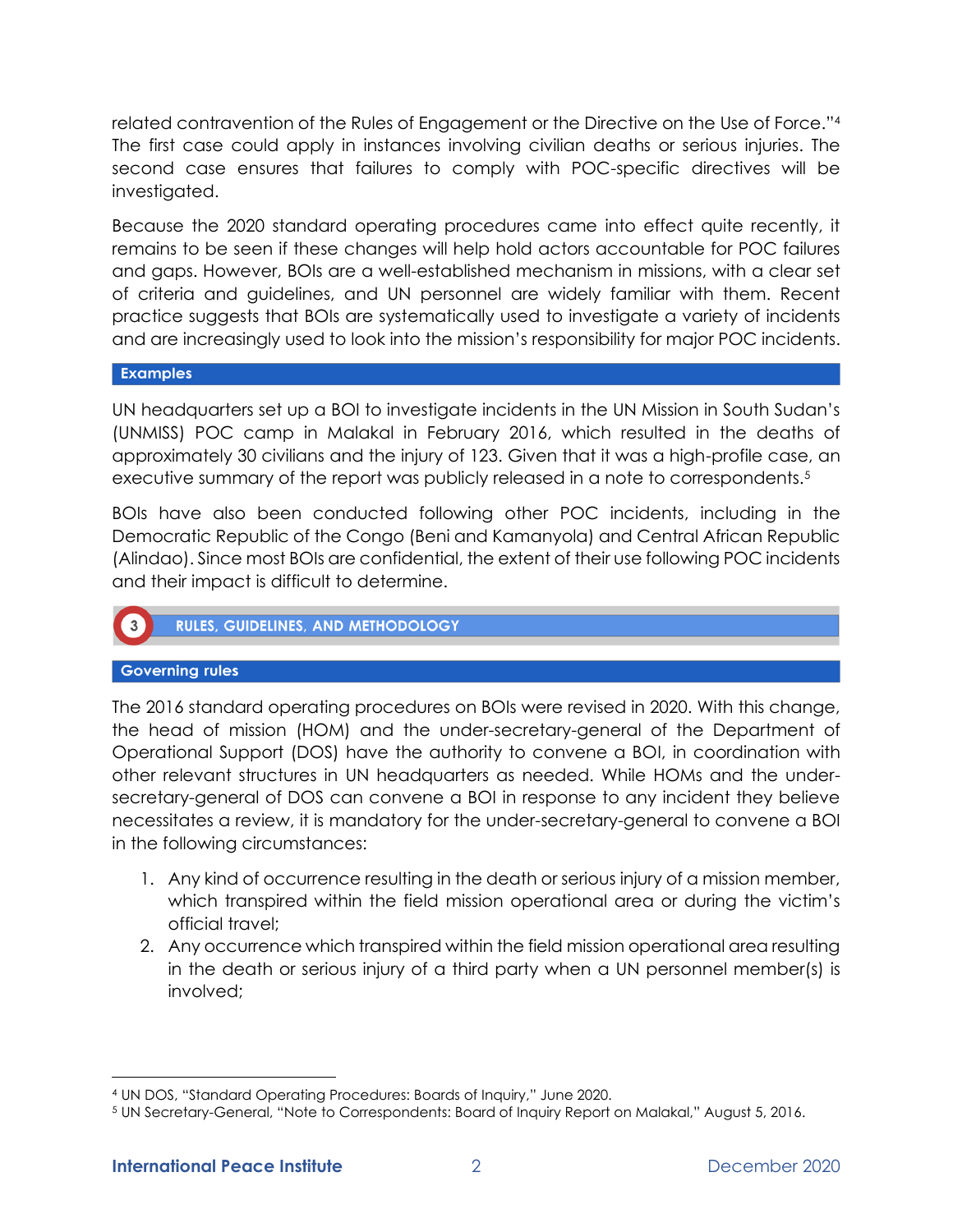related contravention of the Rules of Engagement or the Directive on the Use of Force."[4] The first case could apply in instances involving civilian deaths or serious injuries. The second case ensures that failures to comply with POC-specific directives will be investigated.

Because the 2020 standard operating procedures came into effect quite recently, it remains to be seen if these changes will help hold actors accountable for POC failures and gaps. However, BOIs are a well-established mechanism in missions, with a clear set of criteria and guidelines, and UN personnel are widely familiar with them. Recent practice suggests that BOIs are systematically used to investigate a variety of incidents and are increasingly used to look into the mission's responsibility for major POC incidents.

### Examples

UN headquarters set up a BOI to investigate incidents in the UN Mission in South Sudan's (UNMISS) POC camp in Malakal in February 2016, which resulted in the deaths of approximately 30 civilians and the injury of 123. Given that it was a high-profile case, an executive summary of the report was publicly released in a note to correspondents.[5]

BOIs have also been conducted following other POC incidents, including in the Democratic Republic of the Congo (Beni and Kamanyola) and Central African Republic (Alindao). Since most BOIs are confidential, the extent of their use following POC incidents and their impact is difficult to determine.

## 3 RULES, GUIDELINES, AND METHODOLOGY

### Governing rules

The 2016 standard operating procedures on BOIs were revised in 2020. With this change, the head of mission (HOM) and the under-secretary-general of the Department of Operational Support (DOS) have the authority to convene a BOI, in coordination with other relevant structures in UN headquarters as needed. While HOMs and the under-secretary-general of DOS can convene a BOI in response to any incident they believe necessitates a review, it is mandatory for the under-secretary-general to convene a BOI in the following circumstances:

1. Any kind of occurrence resulting in the death or serious injury of a mission member, which transpired within the field mission operational area or during the victim's official travel;
2. Any occurrence which transpired within the field mission operational area resulting in the death or serious injury of a third party when a UN personnel member(s) is involved;

---

[4] UN DOS, "Standard Operating Procedures: Boards of Inquiry," June 2020.

[5] UN Secretary-General, "Note to Correspondents: Board of Inquiry Report on Malakal," August 5, 2016.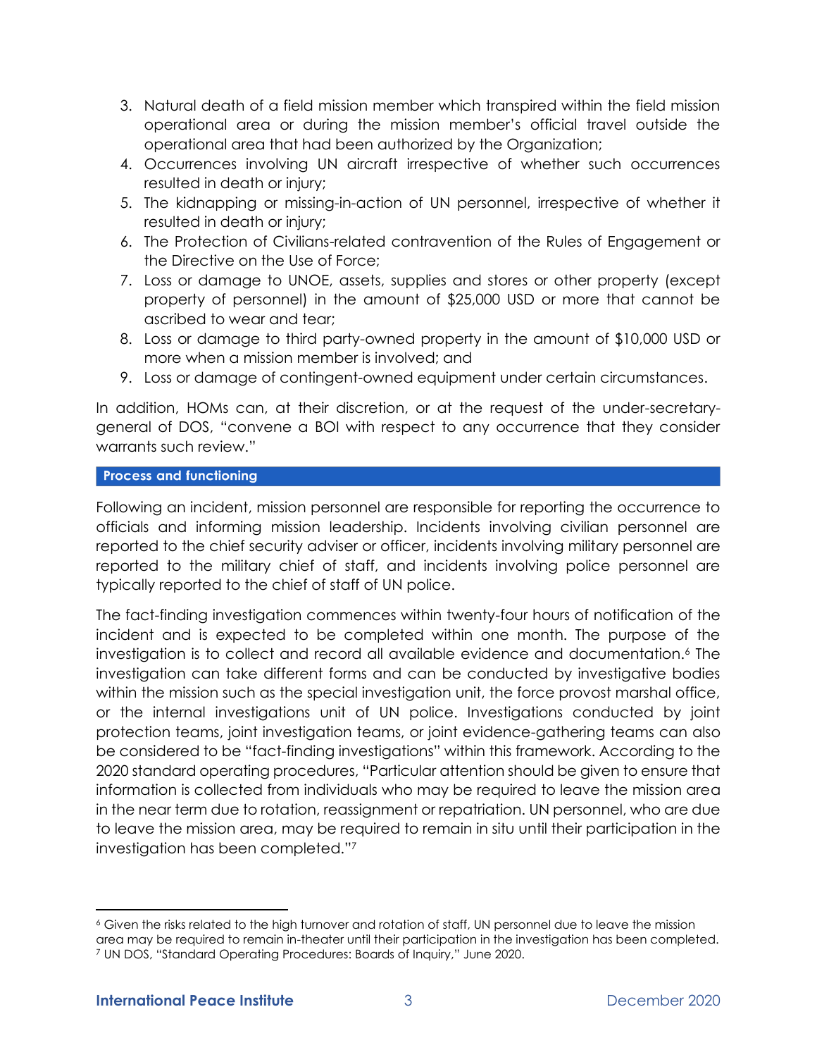3. Natural death of a field mission member which transpired within the field mission operational area or during the mission member's official travel outside the operational area that had been authorized by the Organization;
4. Occurrences involving UN aircraft irrespective of whether such occurrences resulted in death or injury;
5. The kidnapping or missing-in-action of UN personnel, irrespective of whether it resulted in death or injury;
6. The Protection of Civilians-related contravention of the Rules of Engagement or the Directive on the Use of Force;
7. Loss or damage to UNOE, assets, supplies and stores or other property (except property of personnel) in the amount of $25,000 USD or more that cannot be ascribed to wear and tear;
8. Loss or damage to third party-owned property in the amount of $10,000 USD or more when a mission member is involved; and
9. Loss or damage of contingent-owned equipment under certain circumstances.

In addition, HOMs can, at their discretion, or at the request of the under-secretary-general of DOS, "convene a BOI with respect to any occurrence that they consider warrants such review."

## Process and functioning

Following an incident, mission personnel are responsible for reporting the occurrence to officials and informing mission leadership. Incidents involving civilian personnel are reported to the chief security adviser or officer, incidents involving military personnel are reported to the military chief of staff, and incidents involving police personnel are typically reported to the chief of staff of UN police.

The fact-finding investigation commences within twenty-four hours of notification of the incident and is expected to be completed within one month. The purpose of the investigation is to collect and record all available evidence and documentation.[6] The investigation can take different forms and can be conducted by investigative bodies within the mission such as the special investigation unit, the force provost marshal office, or the internal investigations unit of UN police. Investigations conducted by joint protection teams, joint investigation teams, or joint evidence-gathering teams can also be considered to be "fact-finding investigations" within this framework. According to the 2020 standard operating procedures, "Particular attention should be given to ensure that information is collected from individuals who may be required to leave the mission area in the near term due to rotation, reassignment or repatriation. UN personnel, who are due to leave the mission area, may be required to remain in situ until their participation in the investigation has been completed."[7]

---

[6] Given the risks related to the high turnover and rotation of staff, UN personnel due to leave the mission area may be required to remain in-theater until their participation in the investigation has been completed.

[7] UN DOS, "Standard Operating Procedures: Boards of Inquiry," June 2020.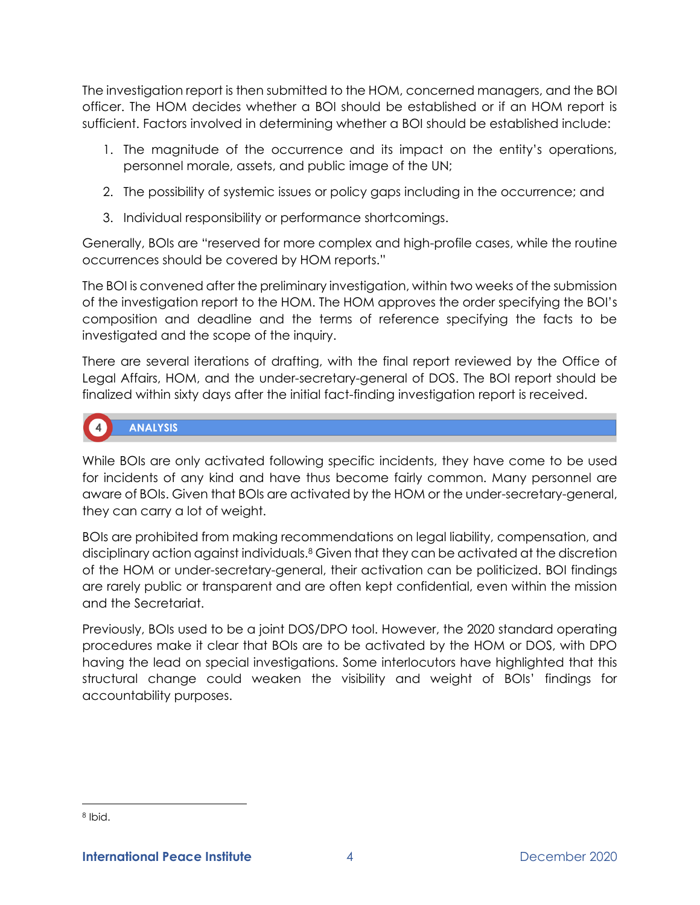The investigation report is then submitted to the HOM, concerned managers, and the BOI officer. The HOM decides whether a BOI should be established or if an HOM report is sufficient. Factors involved in determining whether a BOI should be established include:

1. The magnitude of the occurrence and its impact on the entity's operations, personnel morale, assets, and public image of the UN;
2. The possibility of systemic issues or policy gaps including in the occurrence; and
3. Individual responsibility or performance shortcomings.

Generally, BOIs are "reserved for more complex and high-profile cases, while the routine occurrences should be covered by HOM reports."

The BOI is convened after the preliminary investigation, within two weeks of the submission of the investigation report to the HOM. The HOM approves the order specifying the BOI's composition and deadline and the terms of reference specifying the facts to be investigated and the scope of the inquiry.

There are several iterations of drafting, with the final report reviewed by the Office of Legal Affairs, HOM, and the under-secretary-general of DOS. The BOI report should be finalized within sixty days after the initial fact-finding investigation report is received.

## 4 ANALYSIS

While BOIs are only activated following specific incidents, they have come to be used for incidents of any kind and have thus become fairly common. Many personnel are aware of BOIs. Given that BOIs are activated by the HOM or the under-secretary-general, they can carry a lot of weight.

BOIs are prohibited from making recommendations on legal liability, compensation, and disciplinary action against individuals.[8] Given that they can be activated at the discretion of the HOM or under-secretary-general, their activation can be politicized. BOI findings are rarely public or transparent and are often kept confidential, even within the mission and the Secretariat.

Previously, BOIs used to be a joint DOS/DPO tool. However, the 2020 standard operating procedures make it clear that BOIs are to be activated by the HOM or DOS, with DPO having the lead on special investigations. Some interlocutors have highlighted that this structural change could weaken the visibility and weight of BOIs' findings for accountability purposes.

---

[8] Ibid.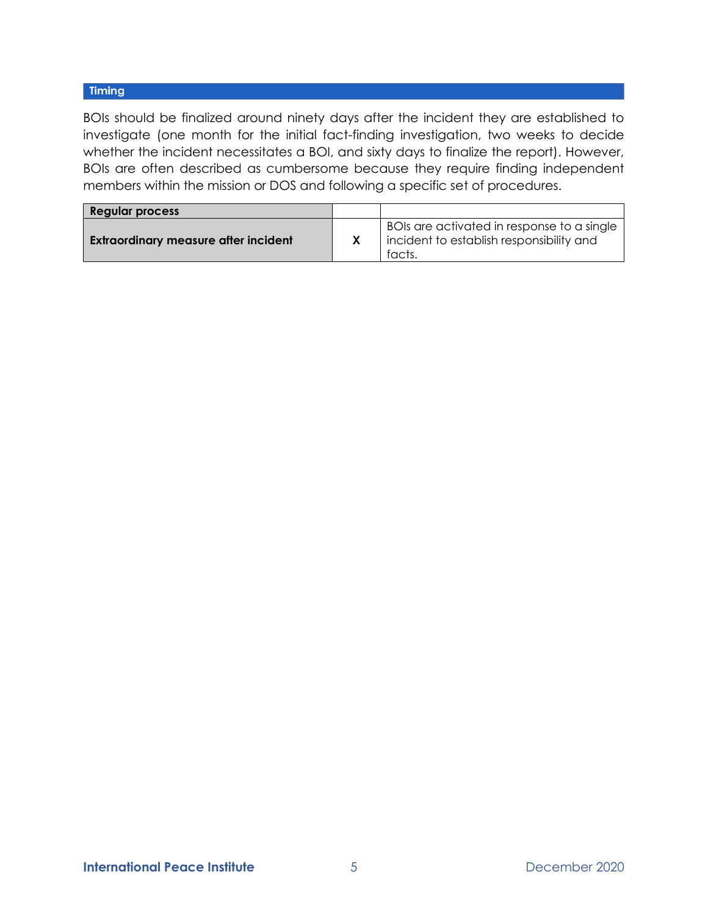### Timing

BOIs should be finalized around ninety days after the incident they are established to investigate (one month for the initial fact-finding investigation, two weeks to decide whether the incident necessitates a BOI, and sixty days to finalize the report). However, BOIs are often described as cumbersome because they require finding independent members within the mission or DOS and following a specific set of procedures.

| **Regular process** | | |
|---|---|---|
| **Extraordinary measure after incident** | **X** | BOIs are activated in response to a single incident to establish responsibility and facts. |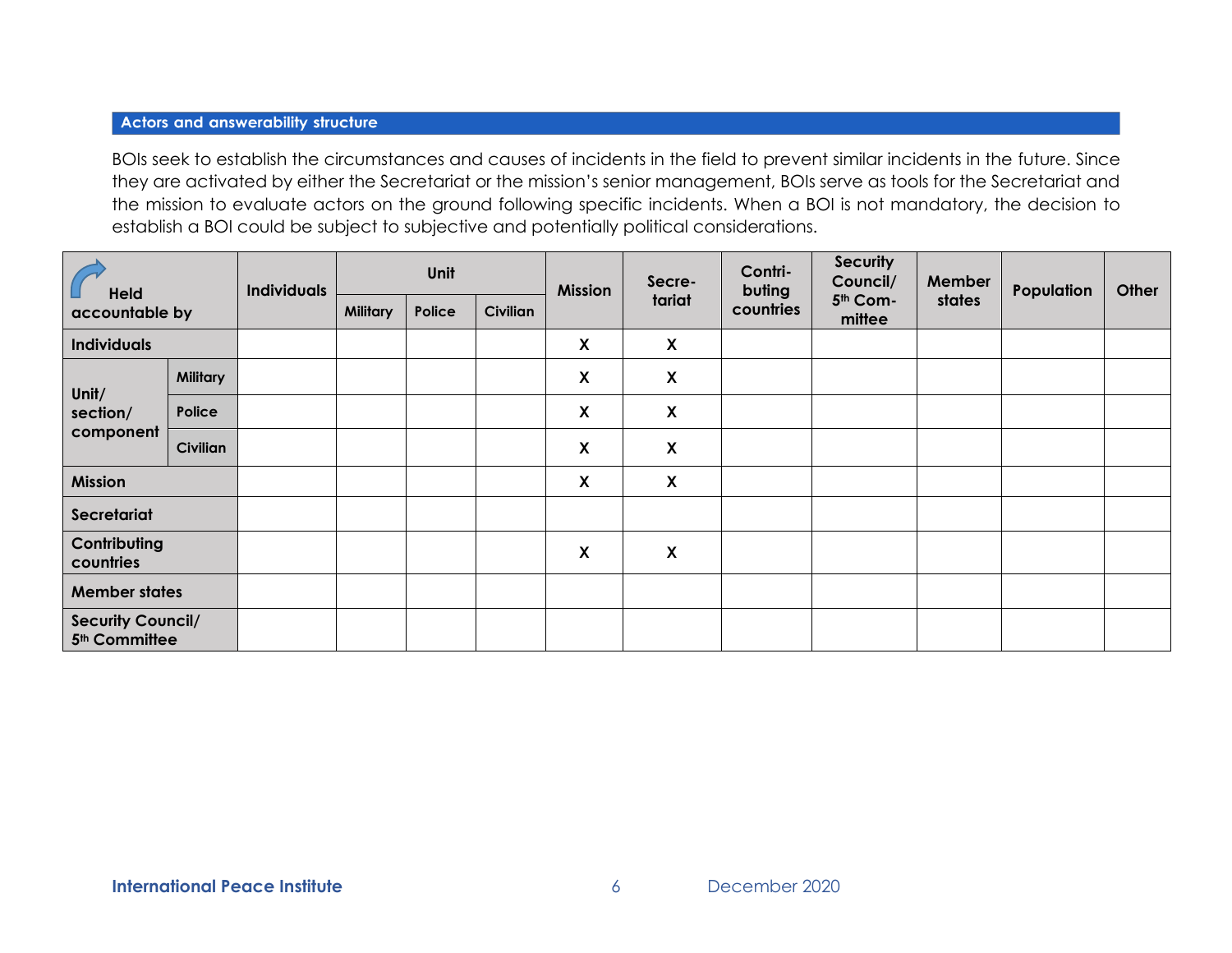## Actors and answerability structure

BOIs seek to establish the circumstances and causes of incidents in the field to prevent similar incidents in the future. Since they are activated by either the Secretariat or the mission's senior management, BOIs serve as tools for the Secretariat and the mission to evaluate actors on the ground following specific incidents. When a BOI is not mandatory, the decision to establish a BOI could be subject to subjective and potentially political considerations.

| Held accountable by | | Individuals | Unit | | | Mission | Secretariat | Contributing countries | Security Council/ 5th Committee | Member states | Population | Other |
|---|---|---|---|---|---|---|---|---|---|---|---|---|
| | | | Military | Police | Civilian | | | | | | | |
| Individuals | | | | | | X | X | | | | | |
| Unit/ section/ component | Military | | | | | X | X | | | | | |
| | Police | | | | | X | X | | | | | |
| | Civilian | | | | | X | X | | | | | |
| Mission | | | | | | X | X | | | | | |
| Secretariat | | | | | | | | | | | | |
| Contributing countries | | | | | | X | X | | | | | |
| Member states | | | | | | | | | | | | |
| Security Council/ 5th Committee | | | | | | | | | | | | |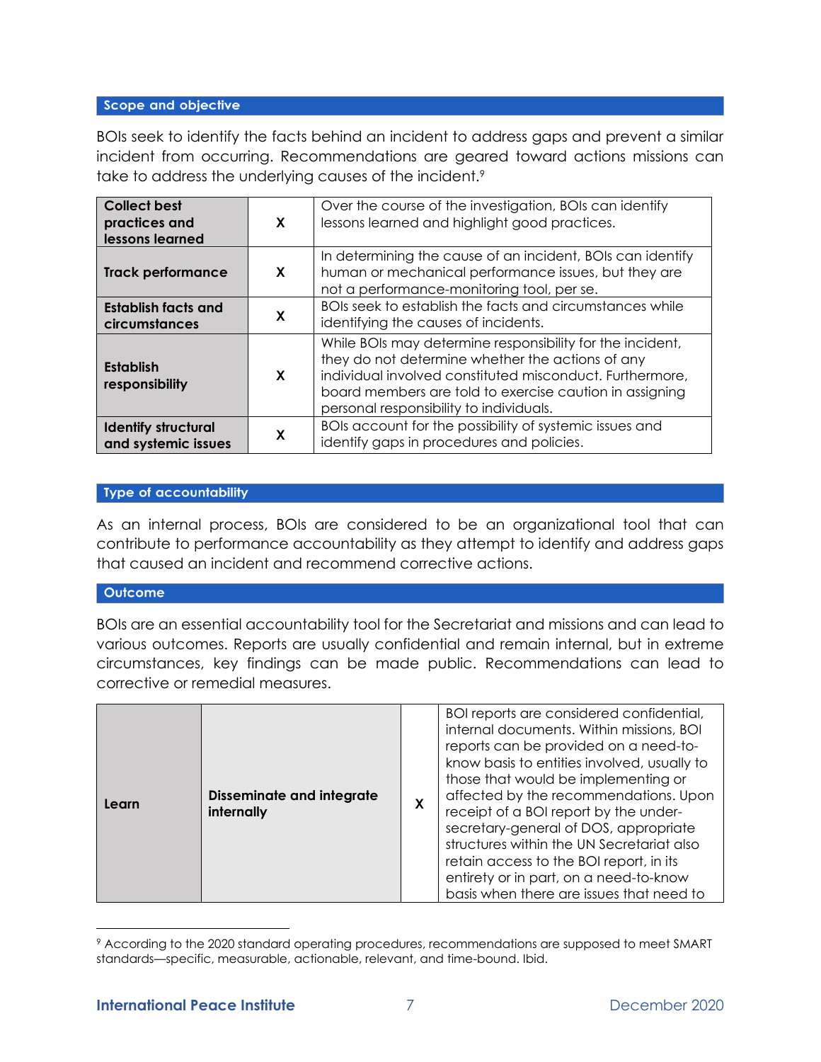### Scope and objective

BOIs seek to identify the facts behind an incident to address gaps and prevent a similar incident from occurring. Recommendations are geared toward actions missions can take to address the underlying causes of the incident.[9]

| | | |
|---|---|---|
| **Collect best practices and lessons learned** | X | Over the course of the investigation, BOIs can identify lessons learned and highlight good practices. |
| **Track performance** | X | In determining the cause of an incident, BOIs can identify human or mechanical performance issues, but they are not a performance-monitoring tool, per se. |
| **Establish facts and circumstances** | X | BOIs seek to establish the facts and circumstances while identifying the causes of incidents. |
| **Establish responsibility** | X | While BOIs may determine responsibility for the incident, they do not determine whether the actions of any individual involved constituted misconduct. Furthermore, board members are told to exercise caution in assigning personal responsibility to individuals. |
| **Identify structural and systemic issues** | X | BOIs account for the possibility of systemic issues and identify gaps in procedures and policies. |

### Type of accountability

As an internal process, BOIs are considered to be an organizational tool that can contribute to performance accountability as they attempt to identify and address gaps that caused an incident and recommend corrective actions.

### Outcome

BOIs are an essential accountability tool for the Secretariat and missions and can lead to various outcomes. Reports are usually confidential and remain internal, but in extreme circumstances, key findings can be made public. Recommendations can lead to corrective or remedial measures.

| | | | |
|---|---|---|---|
| Learn | **Disseminate and integrate internally** | X | BOI reports are considered confidential, internal documents. Within missions, BOI reports can be provided on a need-to-know basis to entities involved, usually to those that would be implementing or affected by the recommendations. Upon receipt of a BOI report by the under-secretary-general of DOS, appropriate structures within the UN Secretariat also retain access to the BOI report, in its entirety or in part, on a need-to-know basis when there are issues that need to |

[9] According to the 2020 standard operating procedures, recommendations are supposed to meet SMART standards—specific, measurable, actionable, relevant, and time-bound. Ibid.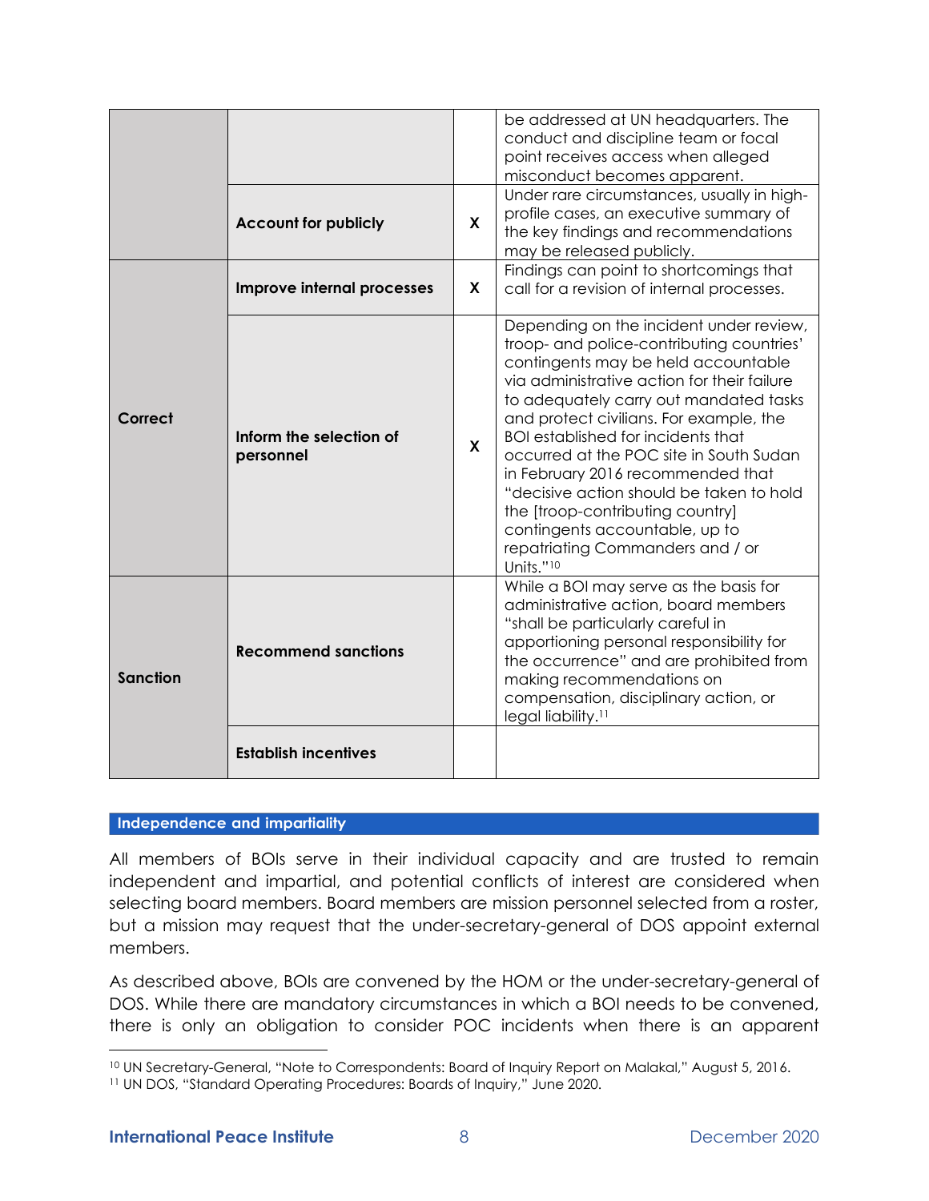| | | | |
|---|---|---|---|
| | | | be addressed at UN headquarters. The conduct and discipline team or focal point receives access when alleged misconduct becomes apparent. |
| | **Account for publicly** | **X** | Under rare circumstances, usually in high-profile cases, an executive summary of the key findings and recommendations may be released publicly. |
| **Correct** | **Improve internal processes** | **X** | Findings can point to shortcomings that call for a revision of internal processes. |
| | **Inform the selection of personnel** | **X** | Depending on the incident under review, troop- and police-contributing countries' contingents may be held accountable via administrative action for their failure to adequately carry out mandated tasks and protect civilians. For example, the BOI established for incidents that occurred at the POC site in South Sudan in February 2016 recommended that "decisive action should be taken to hold the [troop-contributing country] contingents accountable, up to repatriating Commanders and / or Units."[10] |
| **Sanction** | **Recommend sanctions** | | While a BOI may serve as the basis for administrative action, board members "shall be particularly careful in apportioning personal responsibility for the occurrence" and are prohibited from making recommendations on compensation, disciplinary action, or legal liability.[11] |
| | **Establish incentives** | | |

## Independence and impartiality

All members of BOIs serve in their individual capacity and are trusted to remain independent and impartial, and potential conflicts of interest are considered when selecting board members. Board members are mission personnel selected from a roster, but a mission may request that the under-secretary-general of DOS appoint external members.

As described above, BOIs are convened by the HOM or the under-secretary-general of DOS. While there are mandatory circumstances in which a BOI needs to be convened, there is only an obligation to consider POC incidents when there is an apparent

[10] UN Secretary-General, "Note to Correspondents: Board of Inquiry Report on Malakal," August 5, 2016.

[11] UN DOS, "Standard Operating Procedures: Boards of Inquiry," June 2020.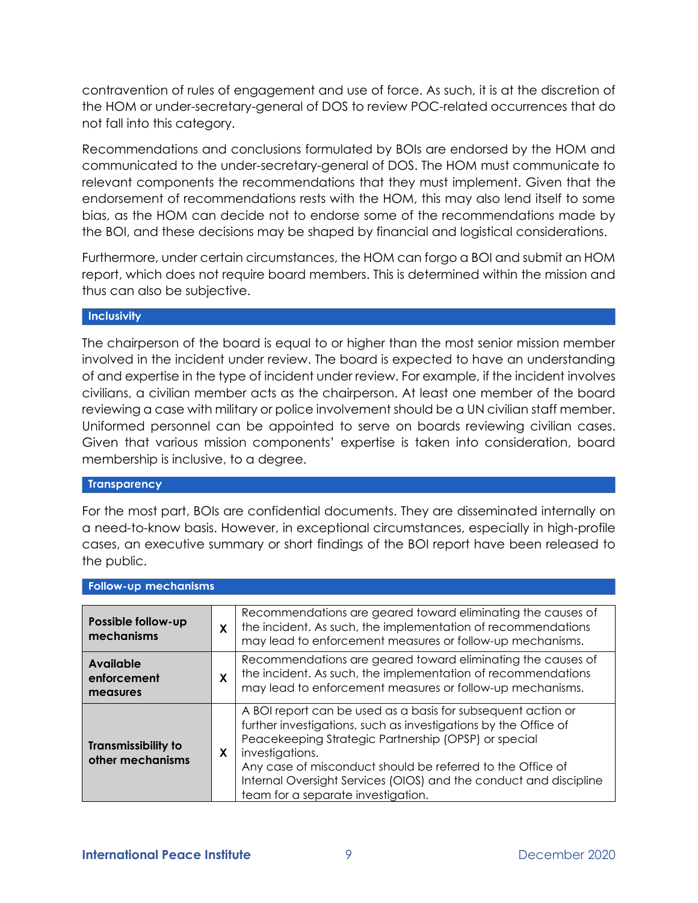contravention of rules of engagement and use of force. As such, it is at the discretion of the HOM or under-secretary-general of DOS to review POC-related occurrences that do not fall into this category.

Recommendations and conclusions formulated by BOIs are endorsed by the HOM and communicated to the under-secretary-general of DOS. The HOM must communicate to relevant components the recommendations that they must implement. Given that the endorsement of recommendations rests with the HOM, this may also lend itself to some bias, as the HOM can decide not to endorse some of the recommendations made by the BOI, and these decisions may be shaped by financial and logistical considerations.

Furthermore, under certain circumstances, the HOM can forgo a BOI and submit an HOM report, which does not require board members. This is determined within the mission and thus can also be subjective.

### Inclusivity

The chairperson of the board is equal to or higher than the most senior mission member involved in the incident under review. The board is expected to have an understanding of and expertise in the type of incident under review. For example, if the incident involves civilians, a civilian member acts as the chairperson. At least one member of the board reviewing a case with military or police involvement should be a UN civilian staff member. Uniformed personnel can be appointed to serve on boards reviewing civilian cases. Given that various mission components' expertise is taken into consideration, board membership is inclusive, to a degree.

### Transparency

For the most part, BOIs are confidential documents. They are disseminated internally on a need-to-know basis. However, in exceptional circumstances, especially in high-profile cases, an executive summary or short findings of the BOI report have been released to the public.

### Follow-up mechanisms

| | | |
|---|---|---|
| **Possible follow-up mechanisms** | X | Recommendations are geared toward eliminating the causes of the incident. As such, the implementation of recommendations may lead to enforcement measures or follow-up mechanisms. |
| **Available enforcement measures** | X | Recommendations are geared toward eliminating the causes of the incident. As such, the implementation of recommendations may lead to enforcement measures or follow-up mechanisms. |
| **Transmissibility to other mechanisms** | X | A BOI report can be used as a basis for subsequent action or further investigations, such as investigations by the Office of Peacekeeping Strategic Partnership (OPSP) or special investigations.<br>Any case of misconduct should be referred to the Office of Internal Oversight Services (OIOS) and the conduct and discipline team for a separate investigation. |